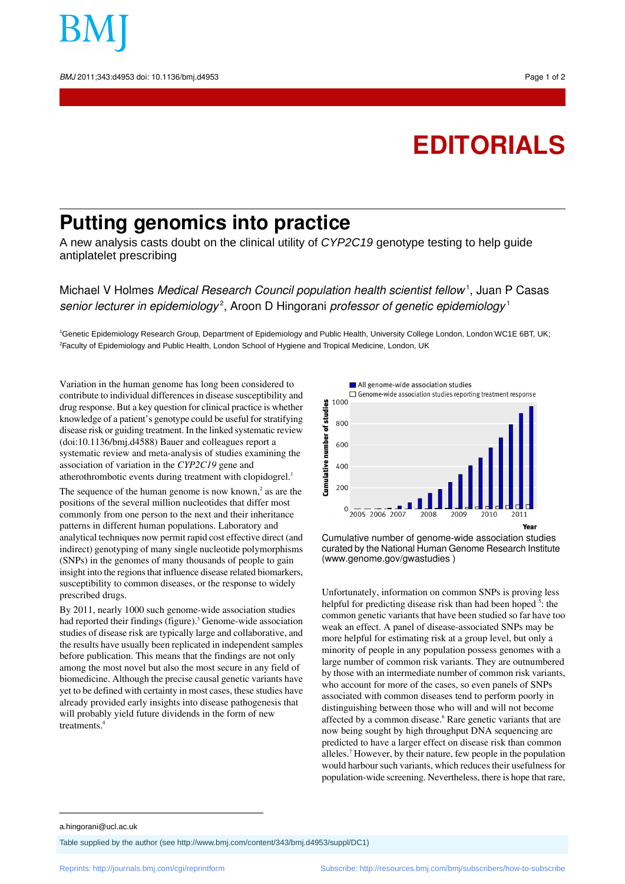# EDITORIALS

## Putting genomics into practice

A new analysis casts doubt on the clinical utility of *CYP2C19* genotype testing to help guide antiplatelet prescribing

Michael V Holmes *Medical Research Council population health scientist fellow*[1], Juan P Casas *senior lecturer in epidemiology*[2], Aroon D Hingorani *professor of genetic epidemiology*[1]

[1]Genetic Epidemiology Research Group, Department of Epidemiology and Public Health, University College London, London WC1E 6BT, UK; [2]Faculty of Epidemiology and Public Health, London School of Hygiene and Tropical Medicine, London, UK

Variation in the human genome has long been considered to contribute to individual differences in disease susceptibility and drug response. But a key question for clinical practice is whether knowledge of a patient's genotype could be useful for stratifying disease risk or guiding treatment. In the linked systematic review (doi:10.1136/bmj.d4588) Bauer and colleagues report a systematic review and meta-analysis of studies examining the association of variation in the *CYP2C19* gene and atherothrombotic events during treatment with clopidogrel.[1]

The sequence of the human genome is now known,[2] as are the positions of the several million nucleotides that differ most commonly from one person to the next and their inheritance patterns in different human populations. Laboratory and analytical techniques now permit rapid cost effective direct (and indirect) genotyping of many single nucleotide polymorphisms (SNPs) in the genomes of many thousands of people to gain insight into the regions that influence disease related biomarkers, susceptibility to common diseases, or the response to widely prescribed drugs.

By 2011, nearly 1000 such genome-wide association studies had reported their findings (figure).[3] Genome-wide association studies of disease risk are typically large and collaborative, and the results have usually been replicated in independent samples before publication. This means that the findings are not only among the most novel but also the most secure in any field of biomedicine. Although the precise causal genetic variants have yet to be defined with certainty in most cases, these studies have already provided early insights into disease pathogenesis that will probably yield future dividends in the form of new treatments.[4]

Cumulative number of genome-wide association studies curated by the National Human Genome Research Institute (www.genome.gov/gwastudies )

Unfortunately, information on common SNPs is proving less helpful for predicting disease risk than had been hoped [5]: the common genetic variants that have been studied so far have too weak an effect. A panel of disease-associated SNPs may be more helpful for estimating risk at a group level, but only a minority of people in any population possess genomes with a large number of common risk variants. They are outnumbered by those with an intermediate number of common risk variants, who account for more of the cases, so even panels of SNPs associated with common diseases tend to perform poorly in distinguishing between those who will and will not become affected by a common disease.[6] Rare genetic variants that are now being sought by high throughput DNA sequencing are predicted to have a larger effect on disease risk than common alleles.[7] However, by their nature, few people in the population would harbour such variants, which reduces their usefulness for population-wide screening. Nevertheless, there is hope that rare,

a.hingorani@ucl.ac.uk

Table supplied by the author (see http://www.bmj.com/content/343/bmj.d4953/suppl/DC1)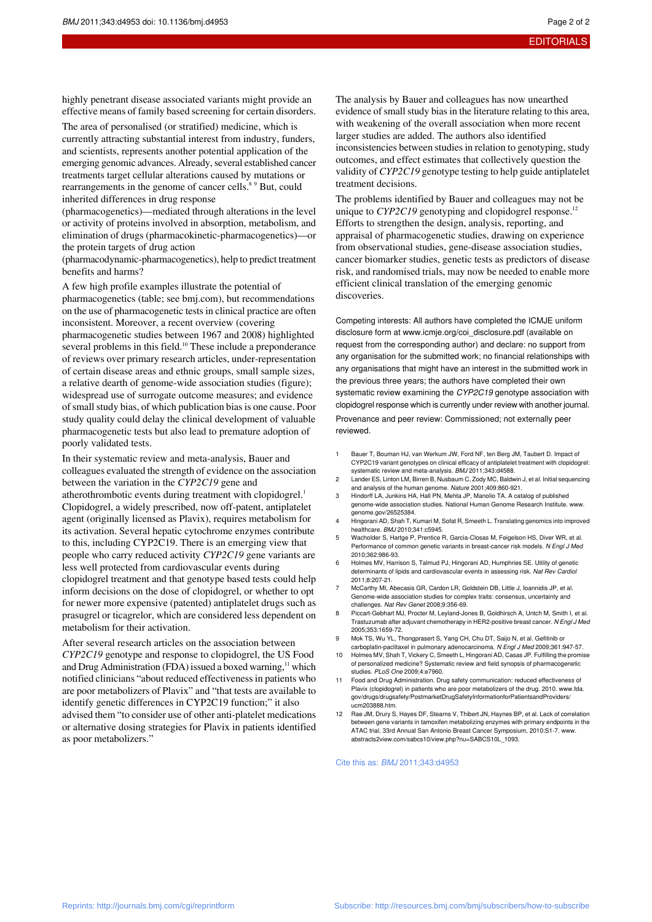highly penetrant disease associated variants might provide an effective means of family based screening for certain disorders.

The area of personalised (or stratified) medicine, which is currently attracting substantial interest from industry, funders, and scientists, represents another potential application of the emerging genomic advances. Already, several established cancer treatments target cellular alterations caused by mutations or rearrangements in the genome of cancer cells.[8 9] But, could inherited differences in drug response (pharmacogenetics)—mediated through alterations in the level or activity of proteins involved in absorption, metabolism, and elimination of drugs (pharmacokinetic-pharmacogenetics)—or the protein targets of drug action (pharmacodynamic-pharmacogenetics), help to predict treatment benefits and harms?

A few high profile examples illustrate the potential of pharmacogenetics (table; see bmj.com), but recommendations on the use of pharmacogenetic tests in clinical practice are often inconsistent. Moreover, a recent overview (covering pharmacogenetic studies between 1967 and 2008) highlighted several problems in this field.[10] These include a preponderance of reviews over primary research articles, under-representation of certain disease areas and ethnic groups, small sample sizes, a relative dearth of genome-wide association studies (figure); widespread use of surrogate outcome measures; and evidence of small study bias, of which publication bias is one cause. Poor study quality could delay the clinical development of valuable pharmacogenetic tests but also lead to premature adoption of poorly validated tests.

In their systematic review and meta-analysis, Bauer and colleagues evaluated the strength of evidence on the association between the variation in the *CYP2C19* gene and atherothrombotic events during treatment with clopidogrel.[1] Clopidogrel, a widely prescribed, now off-patent, antiplatelet agent (originally licensed as Plavix), requires metabolism for its activation. Several hepatic cytochrome enzymes contribute to this, including CYP2C19. There is an emerging view that people who carry reduced activity *CYP2C19* gene variants are less well protected from cardiovascular events during clopidogrel treatment and that genotype based tests could help inform decisions on the dose of clopidogrel, or whether to opt for newer more expensive (patented) antiplatelet drugs such as prasugrel or ticagrelor, which are considered less dependent on metabolism for their activation.

After several research articles on the association between *CYP2C19* genotype and response to clopidogrel, the US Food and Drug Administration (FDA) issued a boxed warning,[11] which notified clinicians "about reduced effectiveness in patients who are poor metabolizers of Plavix" and "that tests are available to identify genetic differences in CYP2C19 function;" it also advised them "to consider use of other anti-platelet medications or alternative dosing strategies for Plavix in patients identified as poor metabolizers."

The analysis by Bauer and colleagues has now unearthed evidence of small study bias in the literature relating to this area, with weakening of the overall association when more recent larger studies are added. The authors also identified inconsistencies between studies in relation to genotyping, study outcomes, and effect estimates that collectively question the validity of *CYP2C19* genotype testing to help guide antiplatelet treatment decisions.

The problems identified by Bauer and colleagues may not be unique to *CYP2C19* genotyping and clopidogrel response.[12] Efforts to strengthen the design, analysis, reporting, and appraisal of pharmacogenetic studies, drawing on experience from observational studies, gene-disease association studies, cancer biomarker studies, genetic tests as predictors of disease risk, and randomised trials, may now be needed to enable more efficient clinical translation of the emerging genomic discoveries.

Competing interests: All authors have completed the ICMJE uniform disclosure form at www.icmje.org/coi_disclosure.pdf (available on request from the corresponding author) and declare: no support from any organisation for the submitted work; no financial relationships with any organisations that might have an interest in the submitted work in the previous three years; the authors have completed their own systematic review examining the *CYP2C19* genotype association with clopidogrel response which is currently under review with another journal.

Provenance and peer review: Commissioned; not externally peer reviewed.

1. Bauer T, Bouman HJ, van Werkum JW, Ford NF, ten Berg JM, Taubert D. Impact of CYP2C19 variant genotypes on clinical efficacy of antiplatelet treatment with clopidogrel: systematic review and meta-analysis. *BMJ* 2011;343:d4588.
2. Lander ES, Linton LM, Birren B, Nusbaum C, Zody MC, Baldwin J, et al. Initial sequencing and analysis of the human genome. *Nature* 2001;409:860-921.
3. Hindorff LA, Junkins HA, Hall PN, Mehta JP, Manolio TA. A catalog of published genome-wide association studies. National Human Genome Research Institute. www.genome.gov/26525384.
4. Hingorani AD, Shah T, Kumari M, Sofat R, Smeeth L. Translating genomics into improved healthcare. *BMJ* 2010;341:c5945.
5. Wacholder S, Hartge P, Prentice R, Garcia-Closas M, Feigelson HS, Diver WR, et al. Performance of common genetic variants in breast-cancer risk models. *N Engl J Med* 2010;362:986-93.
6. Holmes MV, Harrison S, Talmud PJ, Hingorani AD, Humphries SE. Utility of genetic determinants of lipids and cardiovascular events in assessing risk. *Nat Rev Cardiol* 2011;8:207-21.
7. McCarthy MI, Abecasis GR, Cardon LR, Goldstein DB, Little J, Ioannidis JP, et al. Genome-wide association studies for complex traits: consensus, uncertainty and challenges. *Nat Rev Genet* 2008;9:356-69.
8. Piccart-Gebhart MJ, Procter M, Leyland-Jones B, Goldhirsch A, Untch M, Smith I, et al. Trastuzumab after adjuvant chemotherapy in HER2-positive breast cancer. *N Engl J Med* 2005;353:1659-72.
9. Mok TS, Wu YL, Thongprasert S, Yang CH, Chu DT, Saijo N, et al. Gefitinib or carboplatin-paclitaxel in pulmonary adenocarcinoma. *N Engl J Med* 2009;361:947-57.
10. Holmes MV, Shah T, Vickery C, Smeeth L, Hingorani AD, Casas JP. Fulfilling the promise of personalized medicine? Systematic review and field synopsis of pharmacogenetic studies. *PLoS One* 2009;4:e7960.
11. Food and Drug Administration. Drug safety communication: reduced effectiveness of Plavix (clopidogrel) in patients who are poor metabolizers of the drug. 2010. www.fda.gov/drugs/drugsafety/PostmarketDrugSafetyInformationforPatientsandProviders/ucm203888.htm.
12. Rae JM, Drury S, Hayes DF, Stearns V, Thibert JN, Haynes BP, et al. Lack of correlation between gene variants in tamoxifen metabolizing enzymes with primary endpoints in the ATAC trial. 33rd Annual San Antonio Breast Cancer Symposium, 2010:S1-7. www.abstracts2view.com/sabcs10/view.php?nu=SABCS10L_1093.

Cite this as: *BMJ* 2011;343:d4953